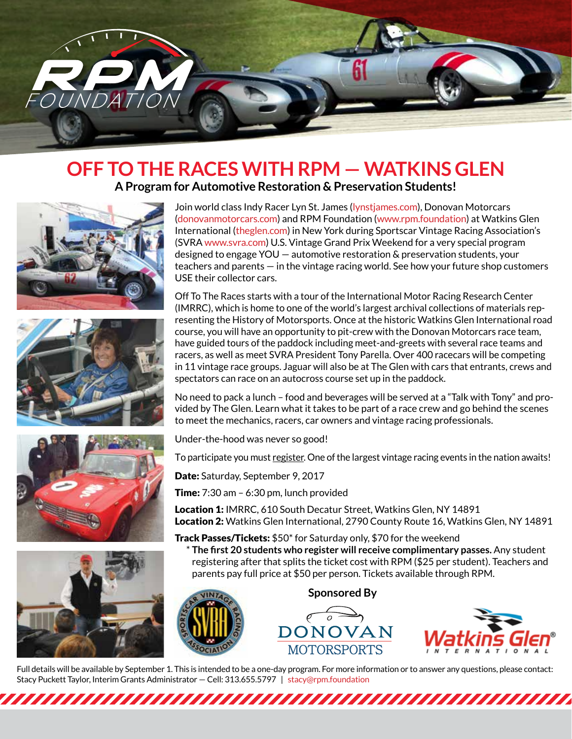RPM FOUNDATION

# OFF TO THE RACES WITH RPM — WATKINS GLEN

## A Program for Automotive Restoration & Preservation Students!

Join world class Indy Racer Lyn St. James (lynstjames.com), Donovan Motorcars (donovanmotorcars.com) and RPM Foundation (www.rpm.foundation) at Watkins Glen International (theglen.com) in New York during Sportscar Vintage Racing Association's (SVRA www.svra.com) U.S. Vintage Grand Prix Weekend for a very special program designed to engage YOU — automotive restoration & preservation students, your teachers and parents — in the vintage racing world. See how your future shop customers USE their collector cars.

Off To The Races starts with a tour of the International Motor Racing Research Center (IMRRC), which is home to one of the world's largest archival collections of materials representing the History of Motorsports. Once at the historic Watkins Glen International road course, you will have an opportunity to pit-crew with the Donovan Motorcars race team, have guided tours of the paddock including meet-and-greets with several race teams and racers, as well as meet SVRA President Tony Parella. Over 400 racecars will be competing in 11 vintage race groups. Jaguar will also be at The Glen with cars that entrants, crews and spectators can race on an autocross course set up in the paddock.

No need to pack a lunch – food and beverages will be served at a "Talk with Tony" and provided by The Glen. Learn what it takes to be part of a race crew and go behind the scenes to meet the mechanics, racers, car owners and vintage racing professionals.

Under-the-hood was never so good!

To participate you must register. One of the largest vintage racing events in the nation awaits!

**Date:** Saturday, September 9, 2017

**Time:** 7:30 am – 6:30 pm, lunch provided

**Location 1:** IMRRC, 610 South Decatur Street, Watkins Glen, NY 14891
**Location 2:** Watkins Glen International, 2790 County Route 16, Watkins Glen, NY 14891

**Track Passes/Tickets:** $50* for Saturday only, $70 for the weekend

\* **The first 20 students who register will receive complimentary passes.** Any student registering after that splits the ticket cost with RPM ($25 per student). Teachers and parents pay full price at $50 per person. Tickets available through RPM.

**Sponsored By**

Sportscar Vintage Racing Association (SVRA) | Donovan Motorsports | Watkins Glen International

Full details will be available by September 1. This is intended to be a one-day program. For more information or to answer any questions, please contact: Stacy Puckett Taylor, Interim Grants Administrator — Cell: 313.655.5797 | stacy@rpm.foundation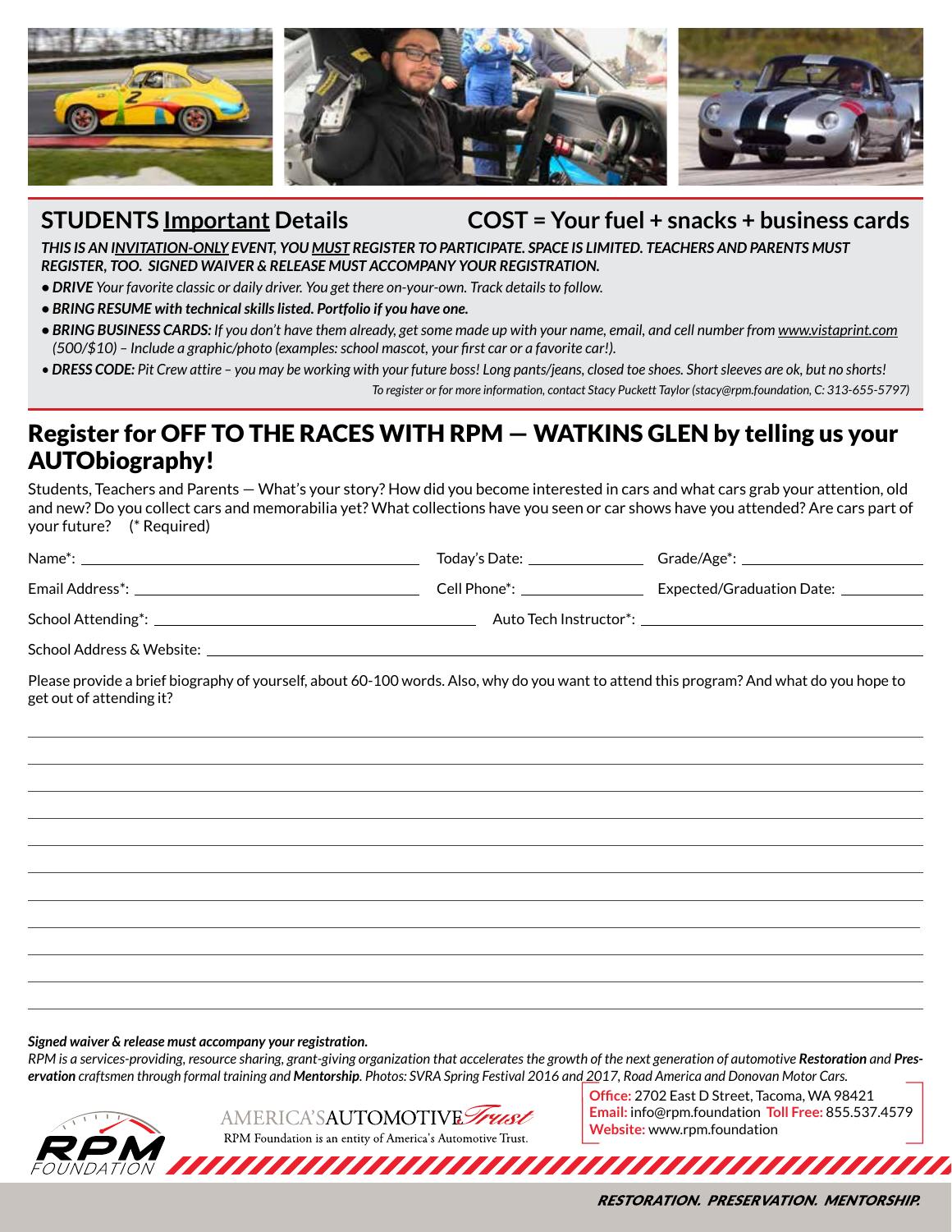## STUDENTS Important Details

## COST = Your fuel + snacks + business cards

***THIS IS AN INVITATION-ONLY EVENT, YOU MUST REGISTER TO PARTICIPATE. SPACE IS LIMITED. TEACHERS AND PARENTS MUST REGISTER, TOO. SIGNED WAIVER & RELEASE MUST ACCOMPANY YOUR REGISTRATION.***

- ***DRIVE*** *Your favorite classic or daily driver. You get there on-your-own. Track details to follow.*
- ***BRING RESUME with technical skills listed. Portfolio if you have one.***
- ***BRING BUSINESS CARDS:*** *If you don't have them already, get some made up with your name, email, and cell number from www.vistaprint.com (500/$10) – Include a graphic/photo (examples: school mascot, your first car or a favorite car!).*
- ***DRESS CODE:*** *Pit Crew attire – you may be working with your future boss! Long pants/jeans, closed toe shoes. Short sleeves are ok, but no shorts!*

*To register or for more information, contact Stacy Puckett Taylor (stacy@rpm.foundation, C: 313-655-5797)*

# Register for OFF TO THE RACES WITH RPM — WATKINS GLEN by telling us your AUTObiography!

Students, Teachers and Parents — What's your story? How did you become interested in cars and what cars grab your attention, old and new? Do you collect cars and memorabilia yet? What collections have you seen or car shows have you attended? Are cars part of your future? (* Required)

Name*: ______________________ Today's Date: ____________ Grade/Age*: ____________

Email Address*: ______________________ Cell Phone*: ____________ Expected/Graduation Date: ____________

School Attending*: ______________________ Auto Tech Instructor*: ______________________

School Address & Website: ______________________________________________

Please provide a brief biography of yourself, about 60-100 words. Also, why do you want to attend this program? And what do you hope to get out of attending it?

______________________________________________

______________________________________________

______________________________________________

______________________________________________

______________________________________________

______________________________________________

______________________________________________

______________________________________________

______________________________________________

______________________________________________

______________________________________________

***Signed waiver & release must accompany your registration.***

*RPM is a services-providing, resource sharing, grant-giving organization that accelerates the growth of the next generation of automotive* ***Restoration*** *and* ***Preservation*** *craftsmen through formal training and* ***Mentorship****. Photos: SVRA Spring Festival 2016 and 2017, Road America and Donovan Motor Cars.*

RPM FOUNDATION

AMERICA'S AUTOMOTIVE Trust

RPM Foundation is an entity of America's Automotive Trust.

**Office:** 2702 East D Street, Tacoma, WA 98421
**Email:** info@rpm.foundation **Toll Free:** 855.537.4579
**Website:** www.rpm.foundation

***RESTORATION. PRESERVATION. MENTORSHIP.***